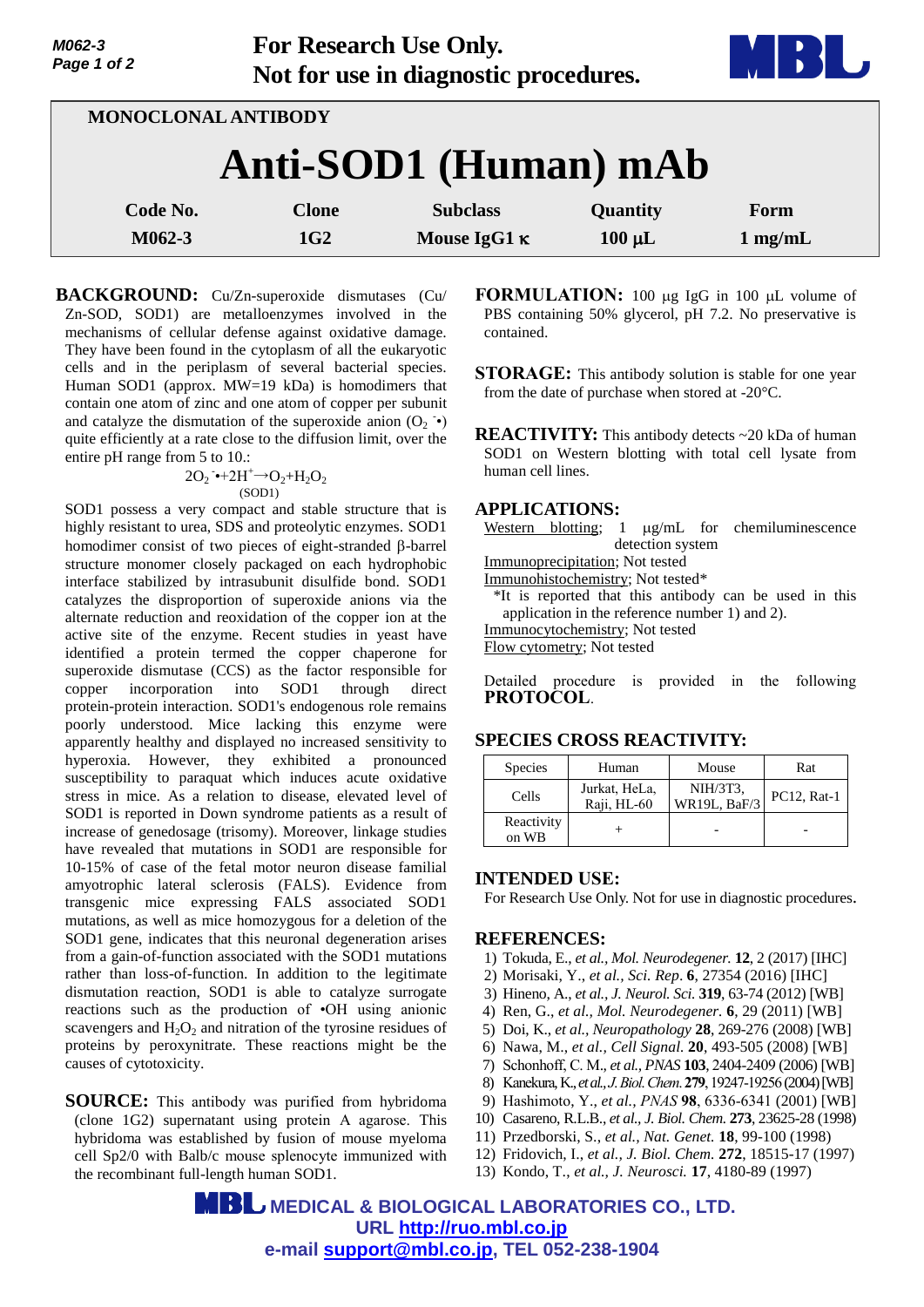**For Research Use Only.**
**Not for use in diagnostic procedures.**

MONOCLONAL ANTIBODY

# Anti-SOD1 (Human) mAb

| Code No. | Clone | Subclass | Quantity | Form |
|---|---|---|---|---|
| M062-3 | 1G2 | Mouse IgG1 κ | 100 μL | 1 mg/mL |

**BACKGROUND:** Cu/Zn-superoxide dismutases (Cu/Zn-SOD, SOD1) are metalloenzymes involved in the mechanisms of cellular defense against oxidative damage. They have been found in the cytoplasm of all the eukaryotic cells and in the periplasm of several bacterial species. Human SOD1 (approx. MW=19 kDa) is homodimers that contain one atom of zinc and one atom of copper per subunit and catalyze the dismutation of the superoxide anion ($O_2^{-}\bullet$) quite efficiently at a rate close to the diffusion limit, over the entire pH range from 5 to 10.:

$$2O_2^{-}\bullet + 2H^{+} \xrightarrow[\text{(SOD1)}]{} O_2 + H_2O_2$$

SOD1 possess a very compact and stable structure that is highly resistant to urea, SDS and proteolytic enzymes. SOD1 homodimer consist of two pieces of eight-stranded β-barrel structure monomer closely packaged on each hydrophobic interface stabilized by intrasubunit disulfide bond. SOD1 catalyzes the disproportion of superoxide anions via the alternate reduction and reoxidation of the copper ion at the active site of the enzyme. Recent studies in yeast have identified a protein termed the copper chaperone for superoxide dismutase (CCS) as the factor responsible for copper incorporation into SOD1 through direct protein-protein interaction. SOD1's endogenous role remains poorly understood. Mice lacking this enzyme were apparently healthy and displayed no increased sensitivity to hyperoxia. However, they exhibited a pronounced susceptibility to paraquat which induces acute oxidative stress in mice. As a relation to disease, elevated level of SOD1 is reported in Down syndrome patients as a result of increase of genedosage (trisomy). Moreover, linkage studies have revealed that mutations in SOD1 are responsible for 10-15% of case of the fetal motor neuron disease familial amyotrophic lateral sclerosis (FALS). Evidence from transgenic mice expressing FALS associated SOD1 mutations, as well as mice homozygous for a deletion of the SOD1 gene, indicates that this neuronal degeneration arises from a gain-of-function associated with the SOD1 mutations rather than loss-of-function. In addition to the legitimate dismutation reaction, SOD1 is able to catalyze surrogate reactions such as the production of •OH using anionic scavengers and $H_2O_2$ and nitration of the tyrosine residues of proteins by peroxynitrate. These reactions might be the causes of cytotoxicity.

**SOURCE:** This antibody was purified from hybridoma (clone 1G2) supernatant using protein A agarose. This hybridoma was established by fusion of mouse myeloma cell Sp2/0 with Balb/c mouse splenocyte immunized with the recombinant full-length human SOD1.

**FORMULATION:** 100 μg IgG in 100 μL volume of PBS containing 50% glycerol, pH 7.2. No preservative is contained.

**STORAGE:** This antibody solution is stable for one year from the date of purchase when stored at -20°C.

**REACTIVITY:** This antibody detects ~20 kDa of human SOD1 on Western blotting with total cell lysate from human cell lines.

## APPLICATIONS:

Western blotting; 1 μg/mL for chemiluminescence detection system
Immunoprecipitation; Not tested
Immunohistochemistry; Not tested*
*It is reported that this antibody can be used in this application in the reference number 1) and 2).
Immunocytochemistry; Not tested
Flow cytometry; Not tested

Detailed procedure is provided in the following **PROTOCOL**.

## SPECIES CROSS REACTIVITY:

| Species | Human | Mouse | Rat |
|---|---|---|---|
| Cells | Jurkat, HeLa, Raji, HL-60 | NIH/3T3, WR19L, BaF/3 | PC12, Rat-1 |
| Reactivity on WB | + | - | - |

## INTENDED USE:

For Research Use Only. Not for use in diagnostic procedures.

## REFERENCES:

1) Tokuda, E., *et al., Mol. Neurodegener.* **12**, 2 (2017) [IHC]
2) Morisaki, Y., *et al., Sci. Rep*. **6**, 27354 (2016) [IHC]
3) Hineno, A., *et al., J. Neurol. Sci.* **319**, 63-74 (2012) [WB]
4) Ren, G., *et al., Mol. Neurodegener.* **6**, 29 (2011) [WB]
5) Doi, K., *et al., Neuropathology* **28**, 269-276 (2008) [WB]
6) Nawa, M., *et al., Cell Signal.* **20**, 493-505 (2008) [WB]
7) Schonhoff, C. M., *et al., PNAS* **103**, 2404-2409 (2006) [WB]
8) Kanekura, K., *et al., J. Biol. Chem.* **279**, 19247-19256 (2004) [WB]
9) Hashimoto, Y., *et al., PNAS* **98**, 6336-6341 (2001) [WB]
10) Casareno, R.L.B., *et al., J. Biol. Chem.* **273**, 23625-28 (1998)
11) Przedborski, S., *et al., Nat. Genet.* **18**, 99-100 (1998)
12) Fridovich, I., *et al., J. Biol. Chem.* **272**, 18515-17 (1997)
13) Kondo, T., *et al., J. Neurosci.* **17**, 4180-89 (1997)

**MEDICAL & BIOLOGICAL LABORATORIES CO., LTD.**
**URL http://ruo.mbl.co.jp**
**e-mail support@mbl.co.jp, TEL 052-238-1904**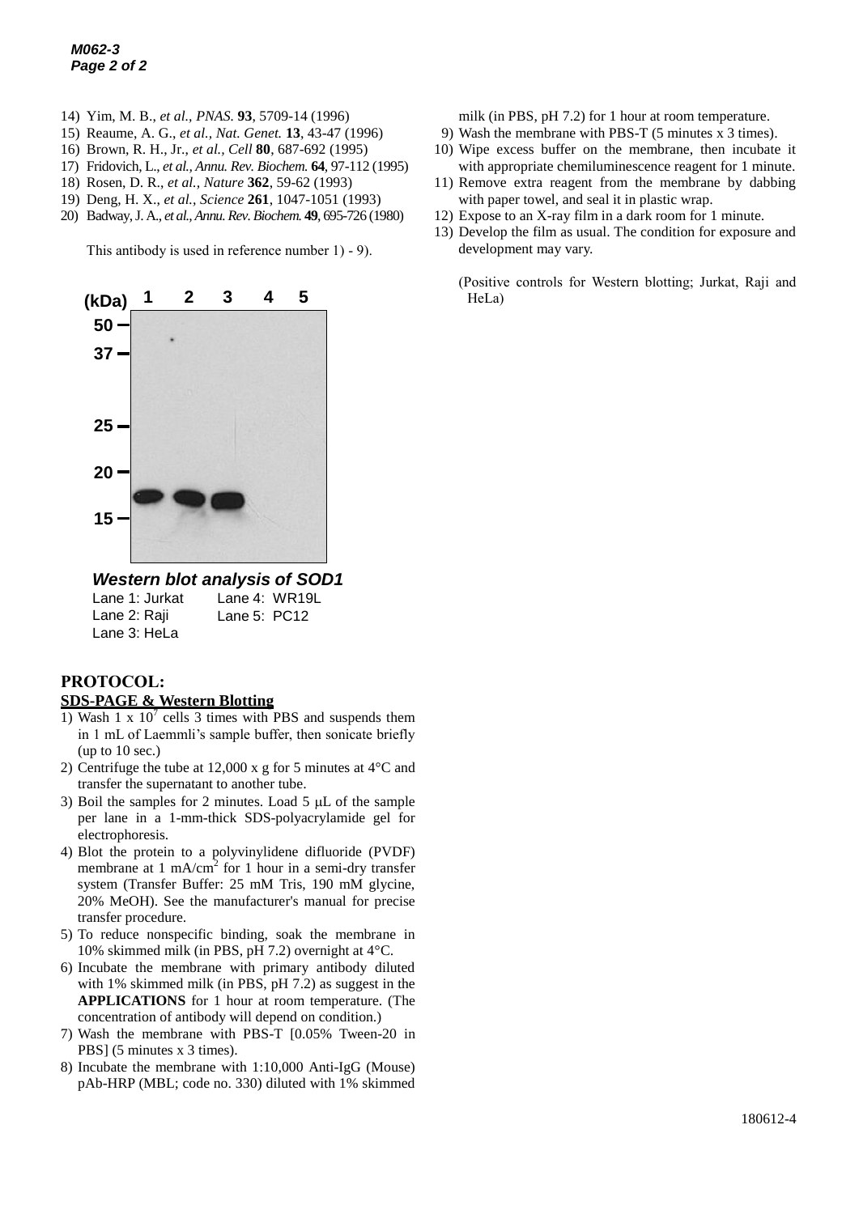14) Yim, M. B., *et al., PNAS.* **93**, 5709-14 (1996)
15) Reaume, A. G., *et al., Nat. Genet.* **13**, 43-47 (1996)
16) Brown, R. H., Jr., *et al., Cell* **80**, 687-692 (1995)
17) Fridovich, L., *et al., Annu. Rev. Biochem.* **64**, 97-112 (1995)
18) Rosen, D. R., *et al., Nature* **362**, 59-62 (1993)
19) Deng, H. X., *et al., Science* **261**, 1047-1051 (1993)
20) Badway, J. A., *et al., Annu. Rev. Biochem.* **49**, 695-726 (1980)

This antibody is used in reference number 1) - 9).

(kDa) 1 2 3 4 5

50
37
25
20
15

***Western blot analysis of SOD1***

Lane 1: Jurkat
Lane 2: Raji
Lane 3: HeLa
Lane 4: WR19L
Lane 5: PC12

## PROTOCOL:

### SDS-PAGE & Western Blotting

1) Wash 1 x $10^7$ cells 3 times with PBS and suspends them in 1 mL of Laemmli's sample buffer, then sonicate briefly (up to 10 sec.)
2) Centrifuge the tube at 12,000 x g for 5 minutes at 4°C and transfer the supernatant to another tube.
3) Boil the samples for 2 minutes. Load 5 μL of the sample per lane in a 1-mm-thick SDS-polyacrylamide gel for electrophoresis.
4) Blot the protein to a polyvinylidene difluoride (PVDF) membrane at 1 mA/$cm^2$ for 1 hour in a semi-dry transfer system (Transfer Buffer: 25 mM Tris, 190 mM glycine, 20% MeOH). See the manufacturer's manual for precise transfer procedure.
5) To reduce nonspecific binding, soak the membrane in 10% skimmed milk (in PBS, pH 7.2) overnight at 4°C.
6) Incubate the membrane with primary antibody diluted with 1% skimmed milk (in PBS, pH 7.2) as suggest in the **APPLICATIONS** for 1 hour at room temperature. (The concentration of antibody will depend on condition.)
7) Wash the membrane with PBS-T [0.05% Tween-20 in PBS] (5 minutes x 3 times).
8) Incubate the membrane with 1:10,000 Anti-IgG (Mouse) pAb-HRP (MBL; code no. 330) diluted with 1% skimmed milk (in PBS, pH 7.2) for 1 hour at room temperature.
9) Wash the membrane with PBS-T (5 minutes x 3 times).
10) Wipe excess buffer on the membrane, then incubate it with appropriate chemiluminescence reagent for 1 minute.
11) Remove extra reagent from the membrane by dabbing with paper towel, and seal it in plastic wrap.
12) Expose to an X-ray film in a dark room for 1 minute.
13) Develop the film as usual. The condition for exposure and development may vary.

(Positive controls for Western blotting; Jurkat, Raji and HeLa)

180612-4